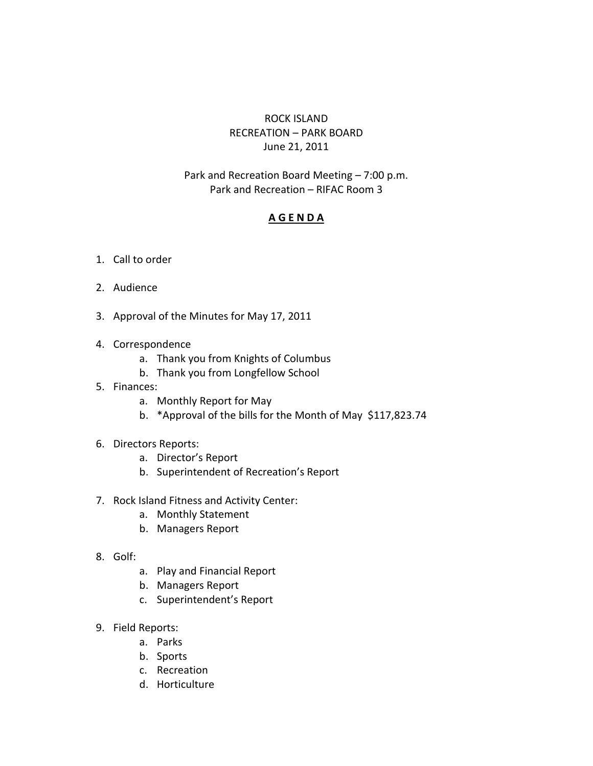ROCK ISLAND
RECREATION – PARK BOARD
June 21, 2011

Park and Recreation Board Meeting – 7:00 p.m.
Park and Recreation – RIFAC Room 3

**A G E N D A**

1. Call to order
2. Audience
3. Approval of the Minutes for May 17, 2011
4. Correspondence
    a. Thank you from Knights of Columbus
    b. Thank you from Longfellow School
5. Finances:
    a. Monthly Report for May
    b. *Approval of the bills for the Month of May $117,823.74
6. Directors Reports:
    a. Director's Report
    b. Superintendent of Recreation's Report
7. Rock Island Fitness and Activity Center:
    a. Monthly Statement
    b. Managers Report
8. Golf:
    a. Play and Financial Report
    b. Managers Report
    c. Superintendent's Report
9. Field Reports:
    a. Parks
    b. Sports
    c. Recreation
    d. Horticulture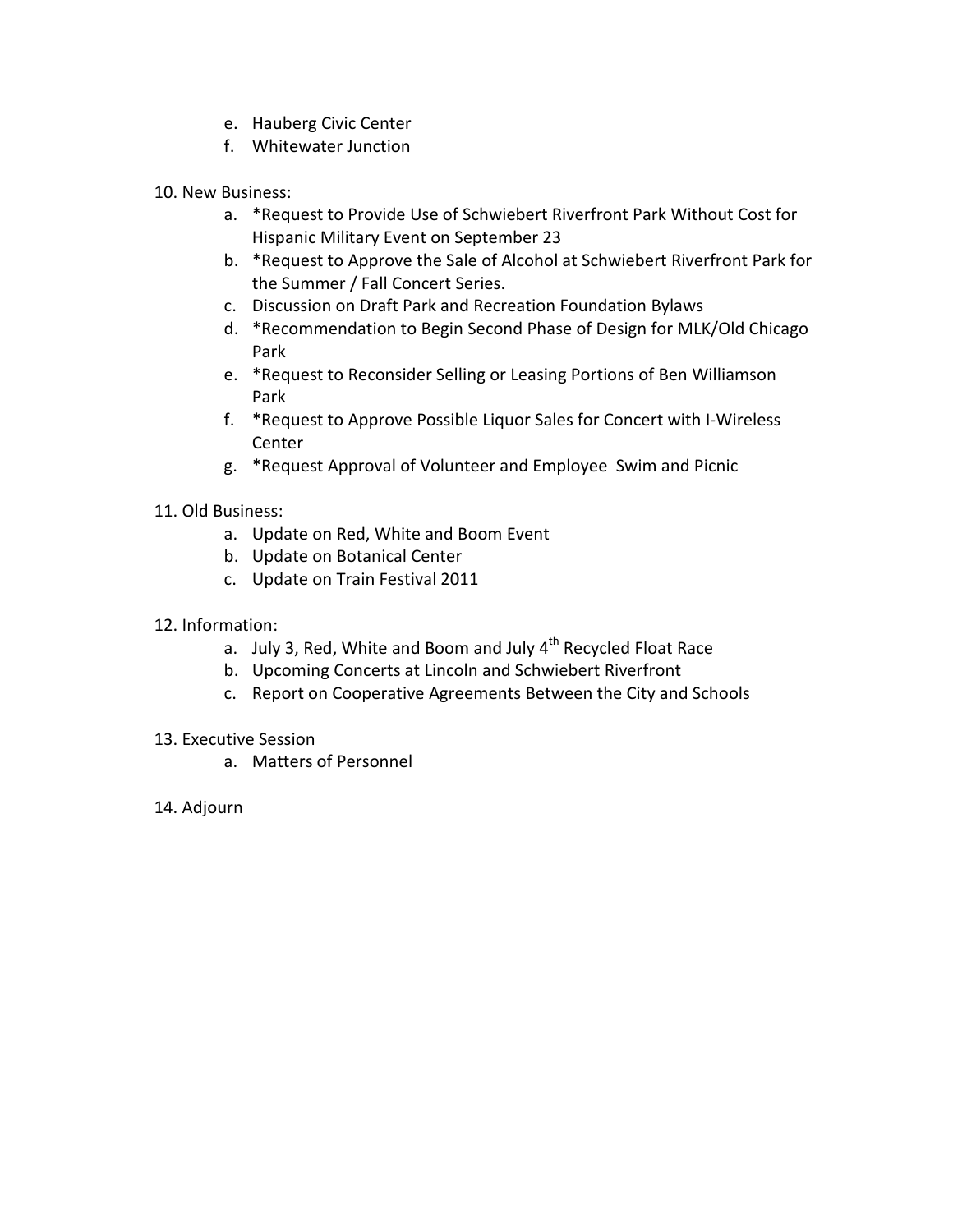e. Hauberg Civic Center
   f. Whitewater Junction

10. New Business:
    a. *Request to Provide Use of Schwiebert Riverfront Park Without Cost for Hispanic Military Event on September 23
    b. *Request to Approve the Sale of Alcohol at Schwiebert Riverfront Park for the Summer / Fall Concert Series.
    c. Discussion on Draft Park and Recreation Foundation Bylaws
    d. *Recommendation to Begin Second Phase of Design for MLK/Old Chicago Park
    e. *Request to Reconsider Selling or Leasing Portions of Ben Williamson Park
    f. *Request to Approve Possible Liquor Sales for Concert with I-Wireless Center
    g. *Request Approval of Volunteer and Employee Swim and Picnic

11. Old Business:
    a. Update on Red, White and Boom Event
    b. Update on Botanical Center
    c. Update on Train Festival 2011

12. Information:
    a. July 3, Red, White and Boom and July 4th Recycled Float Race
    b. Upcoming Concerts at Lincoln and Schwiebert Riverfront
    c. Report on Cooperative Agreements Between the City and Schools

13. Executive Session
    a. Matters of Personnel

14. Adjourn